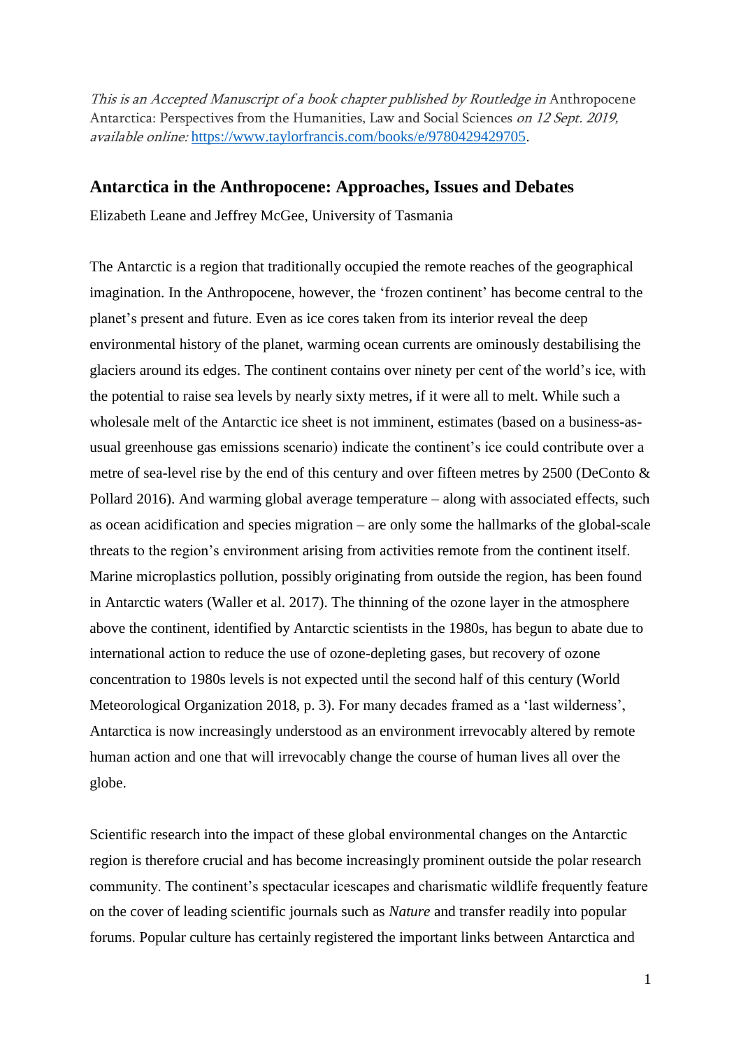*This is an Accepted Manuscript of a book chapter published by Routledge in* Anthropocene Antarctica: Perspectives from the Humanities, Law and Social Sciences *on 12 Sept. 2019, available online:* [https://www.taylorfrancis.com/books/e/9780429429705](https://www.taylorfrancis.com/books/e/9780429429705).

## Antarctica in the Anthropocene: Approaches, Issues and Debates

Elizabeth Leane and Jeffrey McGee, University of Tasmania

The Antarctic is a region that traditionally occupied the remote reaches of the geographical imagination. In the Anthropocene, however, the 'frozen continent' has become central to the planet's present and future. Even as ice cores taken from its interior reveal the deep environmental history of the planet, warming ocean currents are ominously destabilising the glaciers around its edges. The continent contains over ninety per cent of the world's ice, with the potential to raise sea levels by nearly sixty metres, if it were all to melt. While such a wholesale melt of the Antarctic ice sheet is not imminent, estimates (based on a business-as-usual greenhouse gas emissions scenario) indicate the continent's ice could contribute over a metre of sea-level rise by the end of this century and over fifteen metres by 2500 (DeConto & Pollard 2016). And warming global average temperature – along with associated effects, such as ocean acidification and species migration – are only some the hallmarks of the global-scale threats to the region's environment arising from activities remote from the continent itself. Marine microplastics pollution, possibly originating from outside the region, has been found in Antarctic waters (Waller et al. 2017). The thinning of the ozone layer in the atmosphere above the continent, identified by Antarctic scientists in the 1980s, has begun to abate due to international action to reduce the use of ozone-depleting gases, but recovery of ozone concentration to 1980s levels is not expected until the second half of this century (World Meteorological Organization 2018, p. 3). For many decades framed as a 'last wilderness', Antarctica is now increasingly understood as an environment irrevocably altered by remote human action and one that will irrevocably change the course of human lives all over the globe.

Scientific research into the impact of these global environmental changes on the Antarctic region is therefore crucial and has become increasingly prominent outside the polar research community. The continent's spectacular icescapes and charismatic wildlife frequently feature on the cover of leading scientific journals such as *Nature* and transfer readily into popular forums. Popular culture has certainly registered the important links between Antarctica and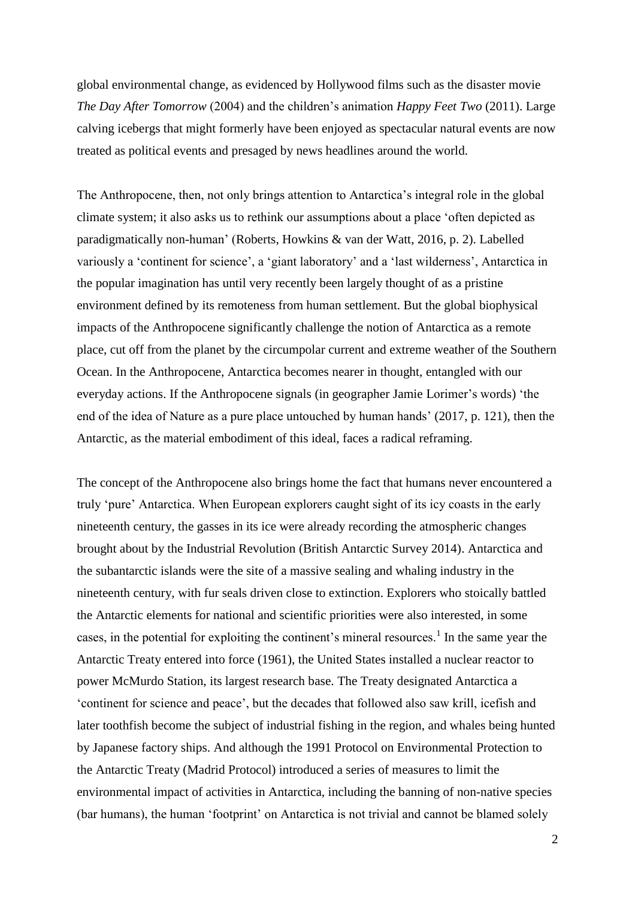global environmental change, as evidenced by Hollywood films such as the disaster movie *The Day After Tomorrow* (2004) and the children's animation *Happy Feet Two* (2011). Large calving icebergs that might formerly have been enjoyed as spectacular natural events are now treated as political events and presaged by news headlines around the world.

The Anthropocene, then, not only brings attention to Antarctica's integral role in the global climate system; it also asks us to rethink our assumptions about a place 'often depicted as paradigmatically non-human' (Roberts, Howkins & van der Watt, 2016, p. 2). Labelled variously a 'continent for science', a 'giant laboratory' and a 'last wilderness', Antarctica in the popular imagination has until very recently been largely thought of as a pristine environment defined by its remoteness from human settlement. But the global biophysical impacts of the Anthropocene significantly challenge the notion of Antarctica as a remote place, cut off from the planet by the circumpolar current and extreme weather of the Southern Ocean. In the Anthropocene, Antarctica becomes nearer in thought, entangled with our everyday actions. If the Anthropocene signals (in geographer Jamie Lorimer's words) 'the end of the idea of Nature as a pure place untouched by human hands' (2017, p. 121), then the Antarctic, as the material embodiment of this ideal, faces a radical reframing.

The concept of the Anthropocene also brings home the fact that humans never encountered a truly 'pure' Antarctica. When European explorers caught sight of its icy coasts in the early nineteenth century, the gasses in its ice were already recording the atmospheric changes brought about by the Industrial Revolution (British Antarctic Survey 2014). Antarctica and the subantarctic islands were the site of a massive sealing and whaling industry in the nineteenth century, with fur seals driven close to extinction. Explorers who stoically battled the Antarctic elements for national and scientific priorities were also interested, in some cases, in the potential for exploiting the continent's mineral resources.[1] In the same year the Antarctic Treaty entered into force (1961), the United States installed a nuclear reactor to power McMurdo Station, its largest research base. The Treaty designated Antarctica a 'continent for science and peace', but the decades that followed also saw krill, icefish and later toothfish become the subject of industrial fishing in the region, and whales being hunted by Japanese factory ships. And although the 1991 Protocol on Environmental Protection to the Antarctic Treaty (Madrid Protocol) introduced a series of measures to limit the environmental impact of activities in Antarctica, including the banning of non-native species (bar humans), the human 'footprint' on Antarctica is not trivial and cannot be blamed solely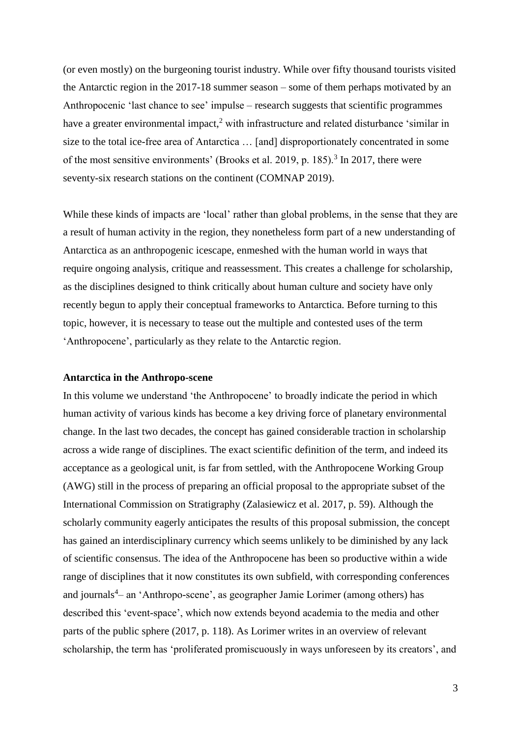(or even mostly) on the burgeoning tourist industry. While over fifty thousand tourists visited the Antarctic region in the 2017-18 summer season – some of them perhaps motivated by an Anthropocenic 'last chance to see' impulse – research suggests that scientific programmes have a greater environmental impact,[2] with infrastructure and related disturbance 'similar in size to the total ice-free area of Antarctica … [and] disproportionately concentrated in some of the most sensitive environments' (Brooks et al. 2019, p. 185).[3] In 2017, there were seventy-six research stations on the continent (COMNAP 2019).

While these kinds of impacts are 'local' rather than global problems, in the sense that they are a result of human activity in the region, they nonetheless form part of a new understanding of Antarctica as an anthropogenic icescape, enmeshed with the human world in ways that require ongoing analysis, critique and reassessment. This creates a challenge for scholarship, as the disciplines designed to think critically about human culture and society have only recently begun to apply their conceptual frameworks to Antarctica. Before turning to this topic, however, it is necessary to tease out the multiple and contested uses of the term 'Anthropocene', particularly as they relate to the Antarctic region.

**Antarctica in the Anthropo-scene**

In this volume we understand 'the Anthropocene' to broadly indicate the period in which human activity of various kinds has become a key driving force of planetary environmental change. In the last two decades, the concept has gained considerable traction in scholarship across a wide range of disciplines. The exact scientific definition of the term, and indeed its acceptance as a geological unit, is far from settled, with the Anthropocene Working Group (AWG) still in the process of preparing an official proposal to the appropriate subset of the International Commission on Stratigraphy (Zalasiewicz et al. 2017, p. 59). Although the scholarly community eagerly anticipates the results of this proposal submission, the concept has gained an interdisciplinary currency which seems unlikely to be diminished by any lack of scientific consensus. The idea of the Anthropocene has been so productive within a wide range of disciplines that it now constitutes its own subfield, with corresponding conferences and journals[4]– an 'Anthropo-scene', as geographer Jamie Lorimer (among others) has described this 'event-space', which now extends beyond academia to the media and other parts of the public sphere (2017, p. 118). As Lorimer writes in an overview of relevant scholarship, the term has 'proliferated promiscuously in ways unforeseen by its creators', and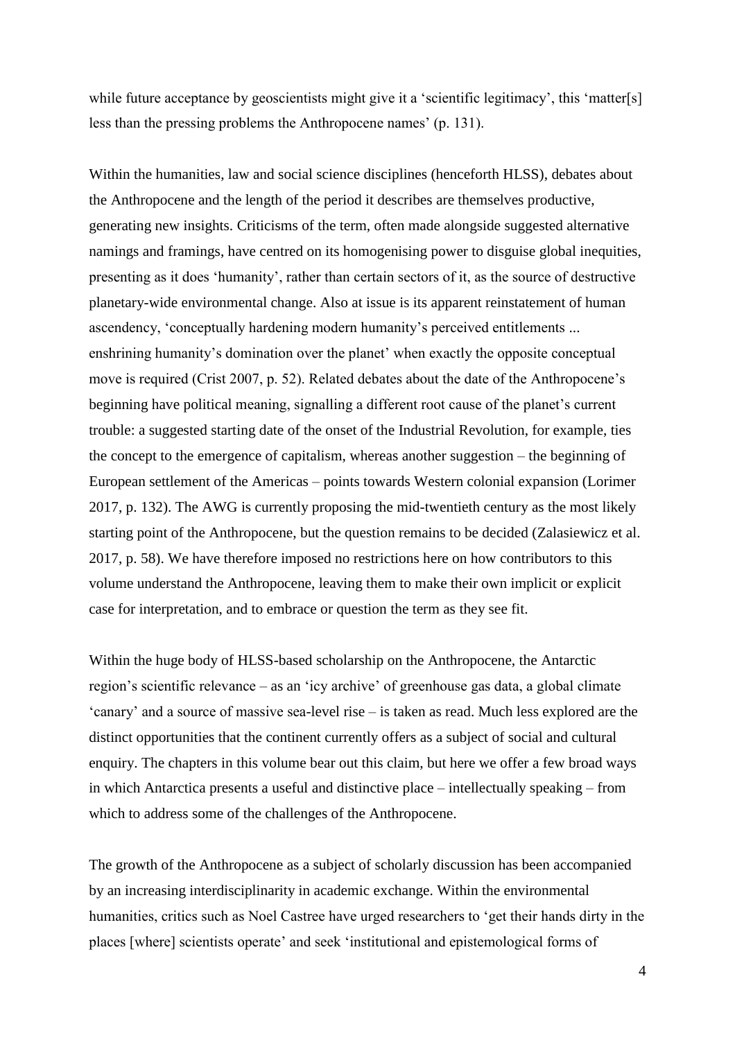while future acceptance by geoscientists might give it a 'scientific legitimacy', this 'matter[s] less than the pressing problems the Anthropocene names' (p. 131).

Within the humanities, law and social science disciplines (henceforth HLSS), debates about the Anthropocene and the length of the period it describes are themselves productive, generating new insights. Criticisms of the term, often made alongside suggested alternative namings and framings, have centred on its homogenising power to disguise global inequities, presenting as it does 'humanity', rather than certain sectors of it, as the source of destructive planetary-wide environmental change. Also at issue is its apparent reinstatement of human ascendency, 'conceptually hardening modern humanity's perceived entitlements ... enshrining humanity's domination over the planet' when exactly the opposite conceptual move is required (Crist 2007, p. 52). Related debates about the date of the Anthropocene's beginning have political meaning, signalling a different root cause of the planet's current trouble: a suggested starting date of the onset of the Industrial Revolution, for example, ties the concept to the emergence of capitalism, whereas another suggestion – the beginning of European settlement of the Americas – points towards Western colonial expansion (Lorimer 2017, p. 132). The AWG is currently proposing the mid-twentieth century as the most likely starting point of the Anthropocene, but the question remains to be decided (Zalasiewicz et al. 2017, p. 58). We have therefore imposed no restrictions here on how contributors to this volume understand the Anthropocene, leaving them to make their own implicit or explicit case for interpretation, and to embrace or question the term as they see fit.

Within the huge body of HLSS-based scholarship on the Anthropocene, the Antarctic region's scientific relevance – as an 'icy archive' of greenhouse gas data, a global climate 'canary' and a source of massive sea-level rise – is taken as read. Much less explored are the distinct opportunities that the continent currently offers as a subject of social and cultural enquiry. The chapters in this volume bear out this claim, but here we offer a few broad ways in which Antarctica presents a useful and distinctive place – intellectually speaking – from which to address some of the challenges of the Anthropocene.

The growth of the Anthropocene as a subject of scholarly discussion has been accompanied by an increasing interdisciplinarity in academic exchange. Within the environmental humanities, critics such as Noel Castree have urged researchers to 'get their hands dirty in the places [where] scientists operate' and seek 'institutional and epistemological forms of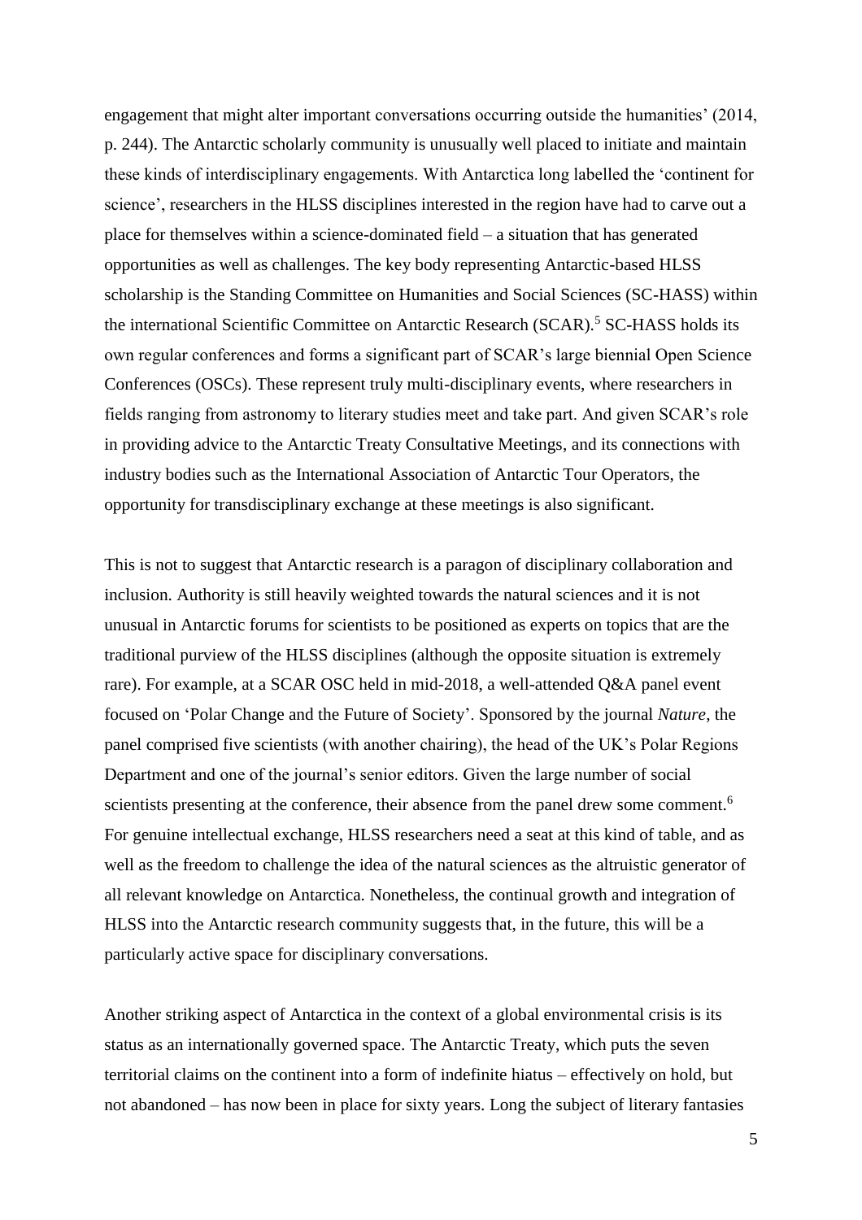engagement that might alter important conversations occurring outside the humanities' (2014, p. 244). The Antarctic scholarly community is unusually well placed to initiate and maintain these kinds of interdisciplinary engagements. With Antarctica long labelled the 'continent for science', researchers in the HLSS disciplines interested in the region have had to carve out a place for themselves within a science-dominated field – a situation that has generated opportunities as well as challenges. The key body representing Antarctic-based HLSS scholarship is the Standing Committee on Humanities and Social Sciences (SC-HASS) within the international Scientific Committee on Antarctic Research (SCAR).[5] SC-HASS holds its own regular conferences and forms a significant part of SCAR's large biennial Open Science Conferences (OSCs). These represent truly multi-disciplinary events, where researchers in fields ranging from astronomy to literary studies meet and take part. And given SCAR's role in providing advice to the Antarctic Treaty Consultative Meetings, and its connections with industry bodies such as the International Association of Antarctic Tour Operators, the opportunity for transdisciplinary exchange at these meetings is also significant.

This is not to suggest that Antarctic research is a paragon of disciplinary collaboration and inclusion. Authority is still heavily weighted towards the natural sciences and it is not unusual in Antarctic forums for scientists to be positioned as experts on topics that are the traditional purview of the HLSS disciplines (although the opposite situation is extremely rare). For example, at a SCAR OSC held in mid-2018, a well-attended Q&A panel event focused on 'Polar Change and the Future of Society'. Sponsored by the journal *Nature*, the panel comprised five scientists (with another chairing), the head of the UK's Polar Regions Department and one of the journal's senior editors. Given the large number of social scientists presenting at the conference, their absence from the panel drew some comment.[6] For genuine intellectual exchange, HLSS researchers need a seat at this kind of table, and as well as the freedom to challenge the idea of the natural sciences as the altruistic generator of all relevant knowledge on Antarctica. Nonetheless, the continual growth and integration of HLSS into the Antarctic research community suggests that, in the future, this will be a particularly active space for disciplinary conversations.

Another striking aspect of Antarctica in the context of a global environmental crisis is its status as an internationally governed space. The Antarctic Treaty, which puts the seven territorial claims on the continent into a form of indefinite hiatus – effectively on hold, but not abandoned – has now been in place for sixty years. Long the subject of literary fantasies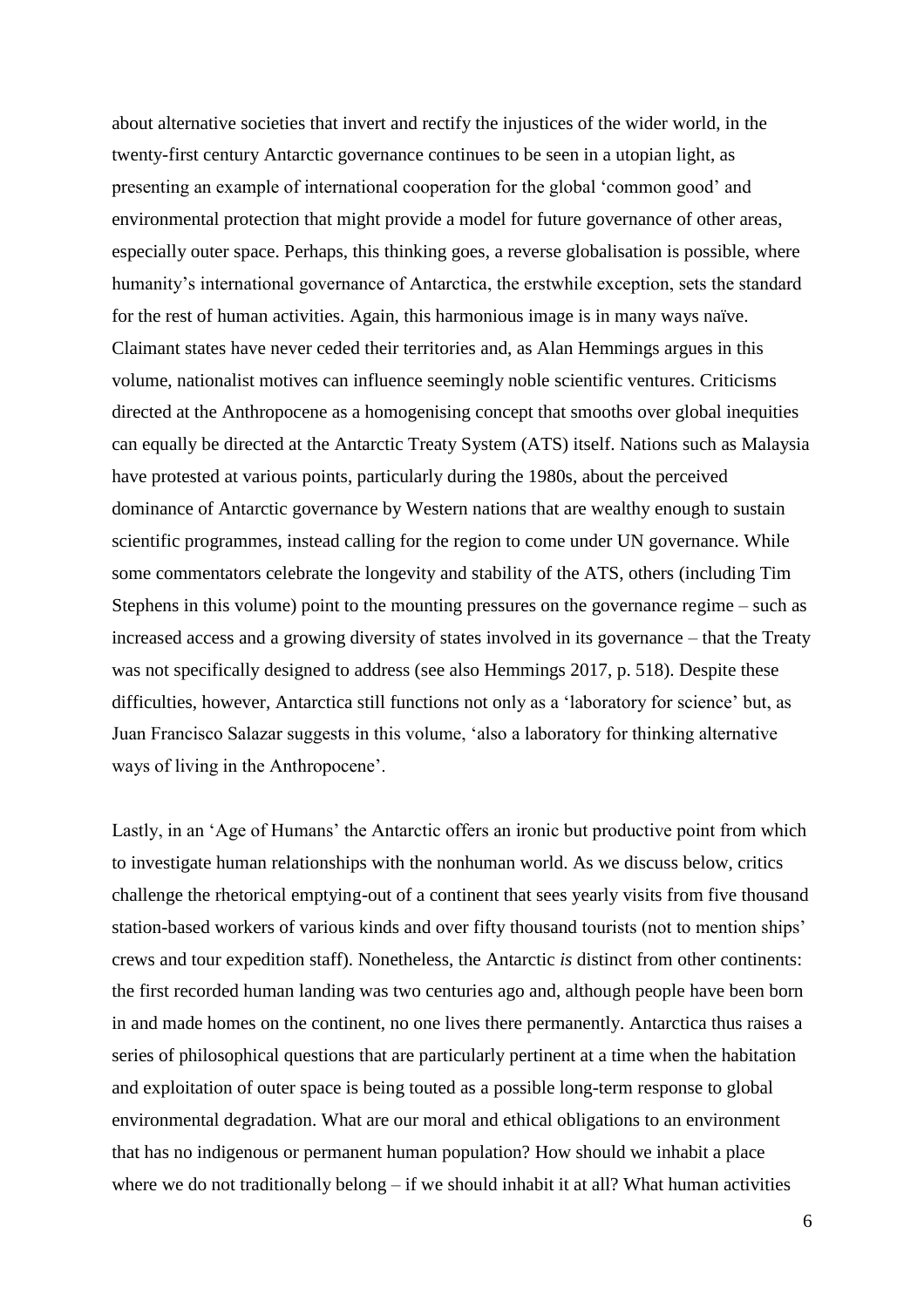about alternative societies that invert and rectify the injustices of the wider world, in the twenty-first century Antarctic governance continues to be seen in a utopian light, as presenting an example of international cooperation for the global 'common good' and environmental protection that might provide a model for future governance of other areas, especially outer space. Perhaps, this thinking goes, a reverse globalisation is possible, where humanity's international governance of Antarctica, the erstwhile exception, sets the standard for the rest of human activities. Again, this harmonious image is in many ways naïve. Claimant states have never ceded their territories and, as Alan Hemmings argues in this volume, nationalist motives can influence seemingly noble scientific ventures. Criticisms directed at the Anthropocene as a homogenising concept that smooths over global inequities can equally be directed at the Antarctic Treaty System (ATS) itself. Nations such as Malaysia have protested at various points, particularly during the 1980s, about the perceived dominance of Antarctic governance by Western nations that are wealthy enough to sustain scientific programmes, instead calling for the region to come under UN governance. While some commentators celebrate the longevity and stability of the ATS, others (including Tim Stephens in this volume) point to the mounting pressures on the governance regime – such as increased access and a growing diversity of states involved in its governance – that the Treaty was not specifically designed to address (see also Hemmings 2017, p. 518). Despite these difficulties, however, Antarctica still functions not only as a 'laboratory for science' but, as Juan Francisco Salazar suggests in this volume, 'also a laboratory for thinking alternative ways of living in the Anthropocene'.

Lastly, in an 'Age of Humans' the Antarctic offers an ironic but productive point from which to investigate human relationships with the nonhuman world. As we discuss below, critics challenge the rhetorical emptying-out of a continent that sees yearly visits from five thousand station-based workers of various kinds and over fifty thousand tourists (not to mention ships' crews and tour expedition staff). Nonetheless, the Antarctic *is* distinct from other continents: the first recorded human landing was two centuries ago and, although people have been born in and made homes on the continent, no one lives there permanently. Antarctica thus raises a series of philosophical questions that are particularly pertinent at a time when the habitation and exploitation of outer space is being touted as a possible long-term response to global environmental degradation. What are our moral and ethical obligations to an environment that has no indigenous or permanent human population? How should we inhabit a place where we do not traditionally belong – if we should inhabit it at all? What human activities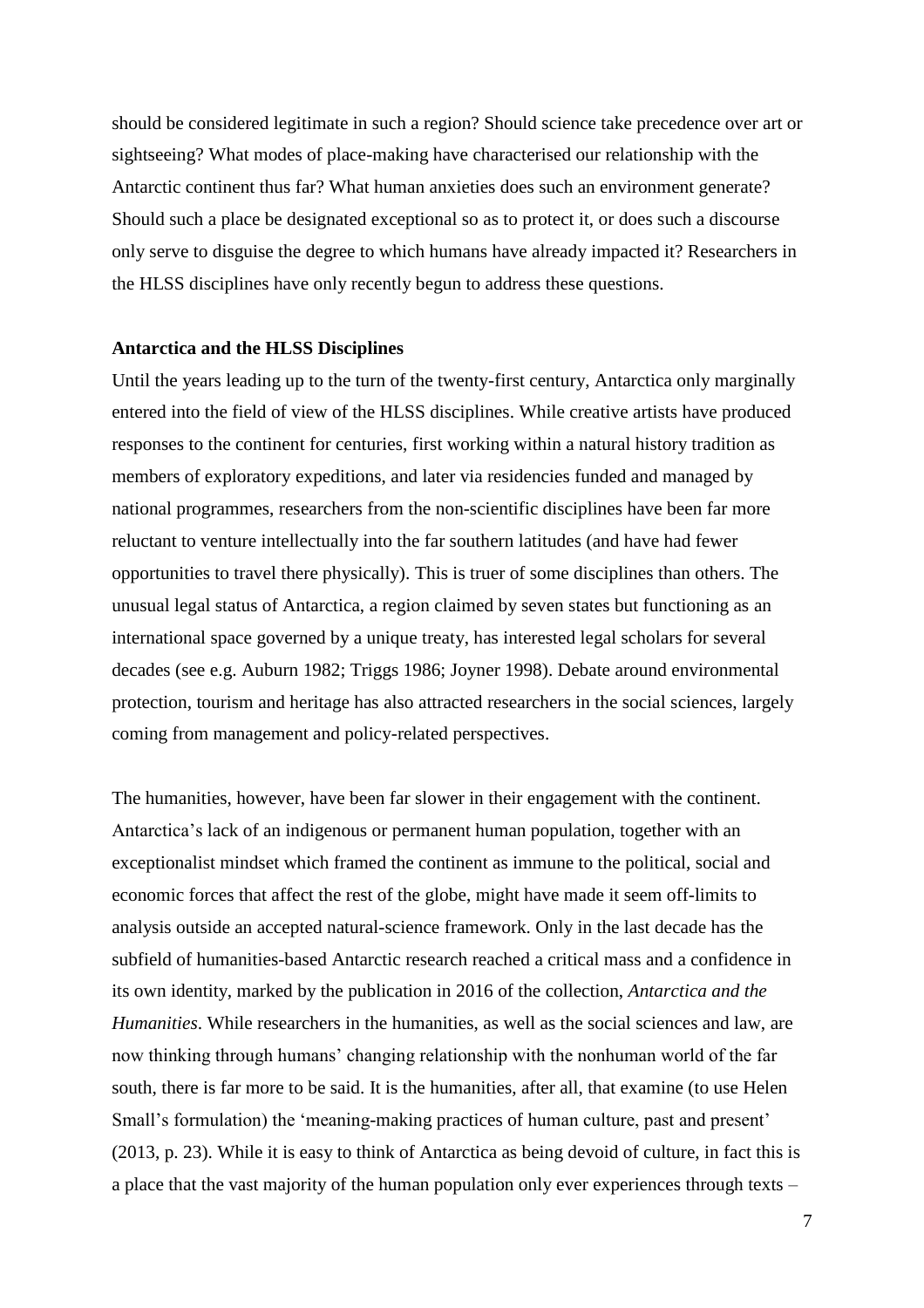should be considered legitimate in such a region? Should science take precedence over art or sightseeing? What modes of place-making have characterised our relationship with the Antarctic continent thus far? What human anxieties does such an environment generate? Should such a place be designated exceptional so as to protect it, or does such a discourse only serve to disguise the degree to which humans have already impacted it? Researchers in the HLSS disciplines have only recently begun to address these questions.

**Antarctica and the HLSS Disciplines**

Until the years leading up to the turn of the twenty-first century, Antarctica only marginally entered into the field of view of the HLSS disciplines. While creative artists have produced responses to the continent for centuries, first working within a natural history tradition as members of exploratory expeditions, and later via residencies funded and managed by national programmes, researchers from the non-scientific disciplines have been far more reluctant to venture intellectually into the far southern latitudes (and have had fewer opportunities to travel there physically). This is truer of some disciplines than others. The unusual legal status of Antarctica, a region claimed by seven states but functioning as an international space governed by a unique treaty, has interested legal scholars for several decades (see e.g. Auburn 1982; Triggs 1986; Joyner 1998). Debate around environmental protection, tourism and heritage has also attracted researchers in the social sciences, largely coming from management and policy-related perspectives.

The humanities, however, have been far slower in their engagement with the continent. Antarctica's lack of an indigenous or permanent human population, together with an exceptionalist mindset which framed the continent as immune to the political, social and economic forces that affect the rest of the globe, might have made it seem off-limits to analysis outside an accepted natural-science framework. Only in the last decade has the subfield of humanities-based Antarctic research reached a critical mass and a confidence in its own identity, marked by the publication in 2016 of the collection, *Antarctica and the Humanities*. While researchers in the humanities, as well as the social sciences and law, are now thinking through humans' changing relationship with the nonhuman world of the far south, there is far more to be said. It is the humanities, after all, that examine (to use Helen Small's formulation) the 'meaning-making practices of human culture, past and present' (2013, p. 23). While it is easy to think of Antarctica as being devoid of culture, in fact this is a place that the vast majority of the human population only ever experiences through texts –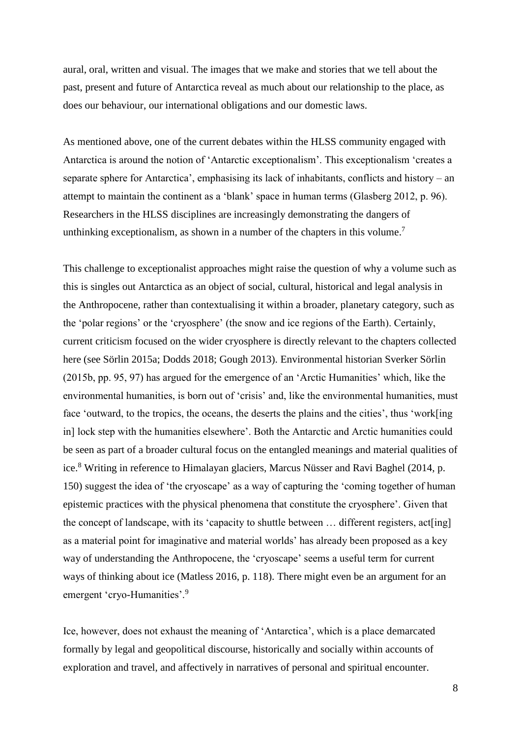aural, oral, written and visual. The images that we make and stories that we tell about the past, present and future of Antarctica reveal as much about our relationship to the place, as does our behaviour, our international obligations and our domestic laws.

As mentioned above, one of the current debates within the HLSS community engaged with Antarctica is around the notion of 'Antarctic exceptionalism'. This exceptionalism 'creates a separate sphere for Antarctica', emphasising its lack of inhabitants, conflicts and history – an attempt to maintain the continent as a 'blank' space in human terms (Glasberg 2012, p. 96). Researchers in the HLSS disciplines are increasingly demonstrating the dangers of unthinking exceptionalism, as shown in a number of the chapters in this volume.[7]

This challenge to exceptionalist approaches might raise the question of why a volume such as this is singles out Antarctica as an object of social, cultural, historical and legal analysis in the Anthropocene, rather than contextualising it within a broader, planetary category, such as the 'polar regions' or the 'cryosphere' (the snow and ice regions of the Earth). Certainly, current criticism focused on the wider cryosphere is directly relevant to the chapters collected here (see Sörlin 2015a; Dodds 2018; Gough 2013). Environmental historian Sverker Sörlin (2015b, pp. 95, 97) has argued for the emergence of an 'Arctic Humanities' which, like the environmental humanities, is born out of 'crisis' and, like the environmental humanities, must face 'outward, to the tropics, the oceans, the deserts the plains and the cities', thus 'work[ing in] lock step with the humanities elsewhere'. Both the Antarctic and Arctic humanities could be seen as part of a broader cultural focus on the entangled meanings and material qualities of ice.[8] Writing in reference to Himalayan glaciers, Marcus Nüsser and Ravi Baghel (2014, p. 150) suggest the idea of 'the cryoscape' as a way of capturing the 'coming together of human epistemic practices with the physical phenomena that constitute the cryosphere'. Given that the concept of landscape, with its 'capacity to shuttle between … different registers, act[ing] as a material point for imaginative and material worlds' has already been proposed as a key way of understanding the Anthropocene, the 'cryoscape' seems a useful term for current ways of thinking about ice (Matless 2016, p. 118). There might even be an argument for an emergent 'cryo-Humanities'.[9]

Ice, however, does not exhaust the meaning of 'Antarctica', which is a place demarcated formally by legal and geopolitical discourse, historically and socially within accounts of exploration and travel, and affectively in narratives of personal and spiritual encounter.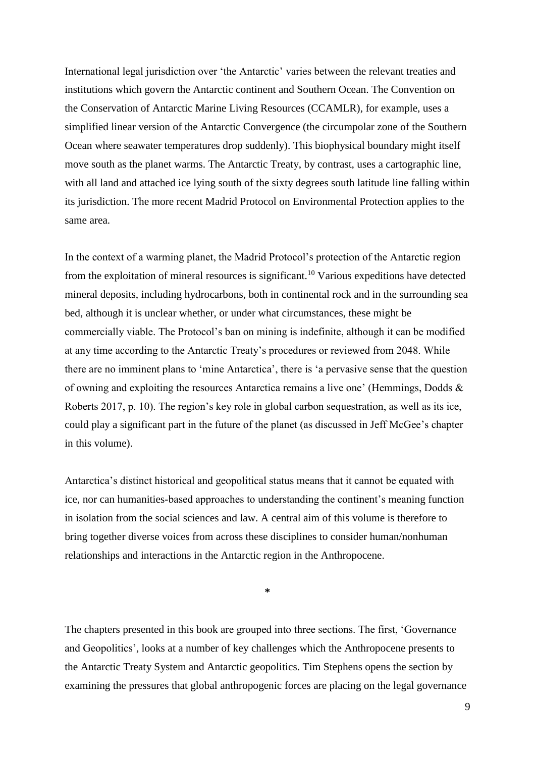International legal jurisdiction over 'the Antarctic' varies between the relevant treaties and institutions which govern the Antarctic continent and Southern Ocean. The Convention on the Conservation of Antarctic Marine Living Resources (CCAMLR), for example, uses a simplified linear version of the Antarctic Convergence (the circumpolar zone of the Southern Ocean where seawater temperatures drop suddenly). This biophysical boundary might itself move south as the planet warms. The Antarctic Treaty, by contrast, uses a cartographic line, with all land and attached ice lying south of the sixty degrees south latitude line falling within its jurisdiction. The more recent Madrid Protocol on Environmental Protection applies to the same area.

In the context of a warming planet, the Madrid Protocol's protection of the Antarctic region from the exploitation of mineral resources is significant.[10] Various expeditions have detected mineral deposits, including hydrocarbons, both in continental rock and in the surrounding sea bed, although it is unclear whether, or under what circumstances, these might be commercially viable. The Protocol's ban on mining is indefinite, although it can be modified at any time according to the Antarctic Treaty's procedures or reviewed from 2048. While there are no imminent plans to 'mine Antarctica', there is 'a pervasive sense that the question of owning and exploiting the resources Antarctica remains a live one' (Hemmings, Dodds & Roberts 2017, p. 10). The region's key role in global carbon sequestration, as well as its ice, could play a significant part in the future of the planet (as discussed in Jeff McGee's chapter in this volume).

Antarctica's distinct historical and geopolitical status means that it cannot be equated with ice, nor can humanities-based approaches to understanding the continent's meaning function in isolation from the social sciences and law. A central aim of this volume is therefore to bring together diverse voices from across these disciplines to consider human/nonhuman relationships and interactions in the Antarctic region in the Anthropocene.

*

The chapters presented in this book are grouped into three sections. The first, 'Governance and Geopolitics', looks at a number of key challenges which the Anthropocene presents to the Antarctic Treaty System and Antarctic geopolitics. Tim Stephens opens the section by examining the pressures that global anthropogenic forces are placing on the legal governance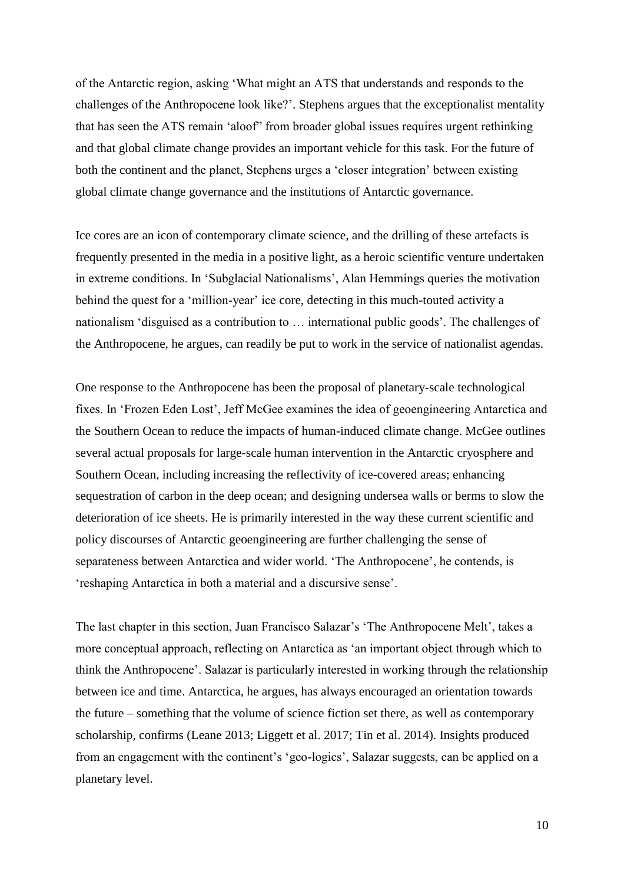of the Antarctic region, asking 'What might an ATS that understands and responds to the challenges of the Anthropocene look like?'. Stephens argues that the exceptionalist mentality that has seen the ATS remain 'aloof" from broader global issues requires urgent rethinking and that global climate change provides an important vehicle for this task. For the future of both the continent and the planet, Stephens urges a 'closer integration' between existing global climate change governance and the institutions of Antarctic governance.

Ice cores are an icon of contemporary climate science, and the drilling of these artefacts is frequently presented in the media in a positive light, as a heroic scientific venture undertaken in extreme conditions. In 'Subglacial Nationalisms', Alan Hemmings queries the motivation behind the quest for a 'million-year' ice core, detecting in this much-touted activity a nationalism 'disguised as a contribution to … international public goods'. The challenges of the Anthropocene, he argues, can readily be put to work in the service of nationalist agendas.

One response to the Anthropocene has been the proposal of planetary-scale technological fixes. In 'Frozen Eden Lost', Jeff McGee examines the idea of geoengineering Antarctica and the Southern Ocean to reduce the impacts of human-induced climate change. McGee outlines several actual proposals for large-scale human intervention in the Antarctic cryosphere and Southern Ocean, including increasing the reflectivity of ice-covered areas; enhancing sequestration of carbon in the deep ocean; and designing undersea walls or berms to slow the deterioration of ice sheets. He is primarily interested in the way these current scientific and policy discourses of Antarctic geoengineering are further challenging the sense of separateness between Antarctica and wider world. 'The Anthropocene', he contends, is 'reshaping Antarctica in both a material and a discursive sense'.

The last chapter in this section, Juan Francisco Salazar's 'The Anthropocene Melt', takes a more conceptual approach, reflecting on Antarctica as 'an important object through which to think the Anthropocene'. Salazar is particularly interested in working through the relationship between ice and time. Antarctica, he argues, has always encouraged an orientation towards the future – something that the volume of science fiction set there, as well as contemporary scholarship, confirms (Leane 2013; Liggett et al. 2017; Tin et al. 2014). Insights produced from an engagement with the continent's 'geo-logics', Salazar suggests, can be applied on a planetary level.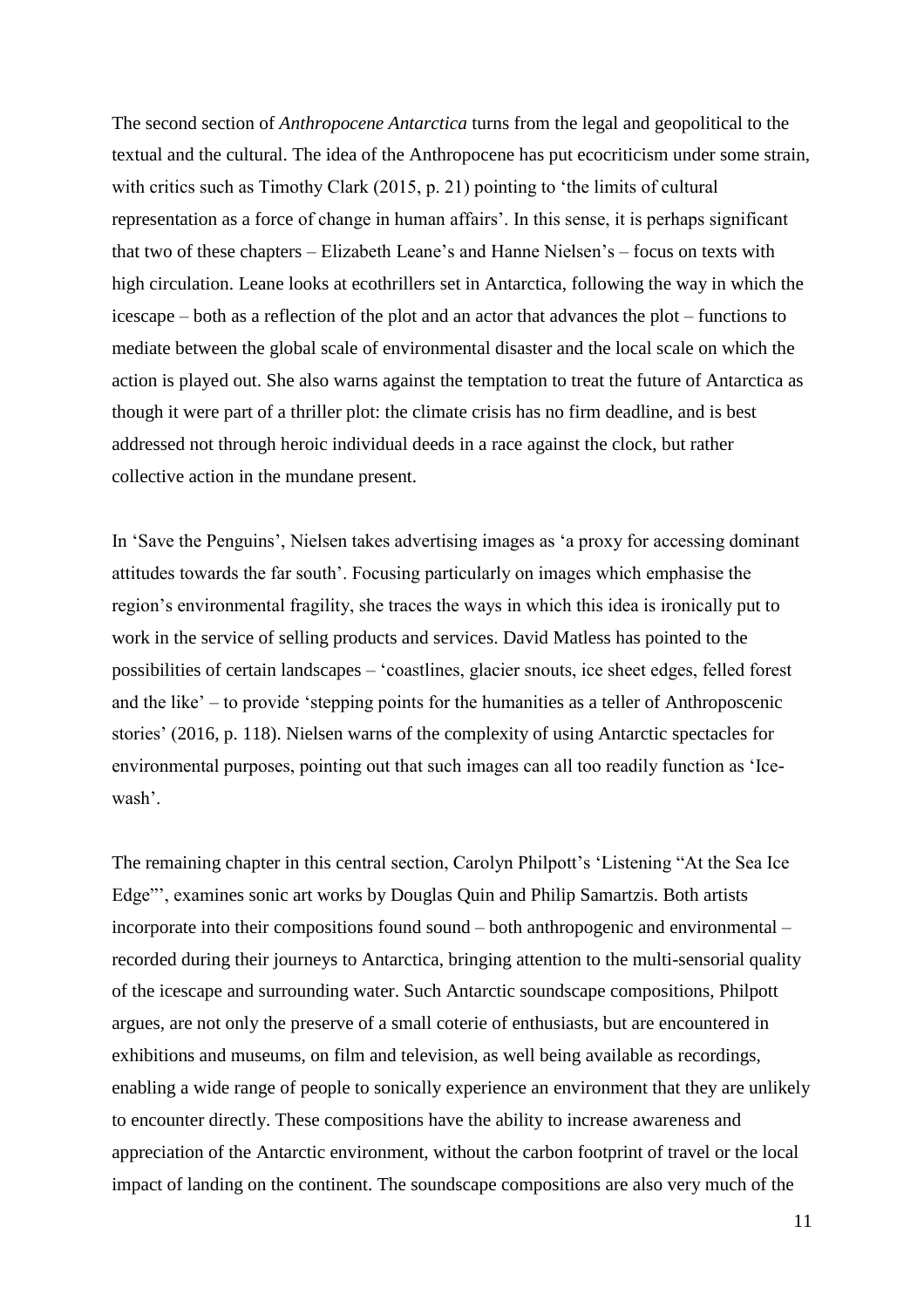The second section of *Anthropocene Antarctica* turns from the legal and geopolitical to the textual and the cultural. The idea of the Anthropocene has put ecocriticism under some strain, with critics such as Timothy Clark (2015, p. 21) pointing to 'the limits of cultural representation as a force of change in human affairs'. In this sense, it is perhaps significant that two of these chapters – Elizabeth Leane's and Hanne Nielsen's – focus on texts with high circulation. Leane looks at ecothrillers set in Antarctica, following the way in which the icescape – both as a reflection of the plot and an actor that advances the plot – functions to mediate between the global scale of environmental disaster and the local scale on which the action is played out. She also warns against the temptation to treat the future of Antarctica as though it were part of a thriller plot: the climate crisis has no firm deadline, and is best addressed not through heroic individual deeds in a race against the clock, but rather collective action in the mundane present.

In 'Save the Penguins', Nielsen takes advertising images as 'a proxy for accessing dominant attitudes towards the far south'. Focusing particularly on images which emphasise the region's environmental fragility, she traces the ways in which this idea is ironically put to work in the service of selling products and services. David Matless has pointed to the possibilities of certain landscapes – 'coastlines, glacier snouts, ice sheet edges, felled forest and the like' – to provide 'stepping points for the humanities as a teller of Anthroposcenic stories' (2016, p. 118). Nielsen warns of the complexity of using Antarctic spectacles for environmental purposes, pointing out that such images can all too readily function as 'Ice-wash'.

The remaining chapter in this central section, Carolyn Philpott's 'Listening "At the Sea Ice Edge"', examines sonic art works by Douglas Quin and Philip Samartzis. Both artists incorporate into their compositions found sound – both anthropogenic and environmental – recorded during their journeys to Antarctica, bringing attention to the multi-sensorial quality of the icescape and surrounding water. Such Antarctic soundscape compositions, Philpott argues, are not only the preserve of a small coterie of enthusiasts, but are encountered in exhibitions and museums, on film and television, as well being available as recordings, enabling a wide range of people to sonically experience an environment that they are unlikely to encounter directly. These compositions have the ability to increase awareness and appreciation of the Antarctic environment, without the carbon footprint of travel or the local impact of landing on the continent. The soundscape compositions are also very much of the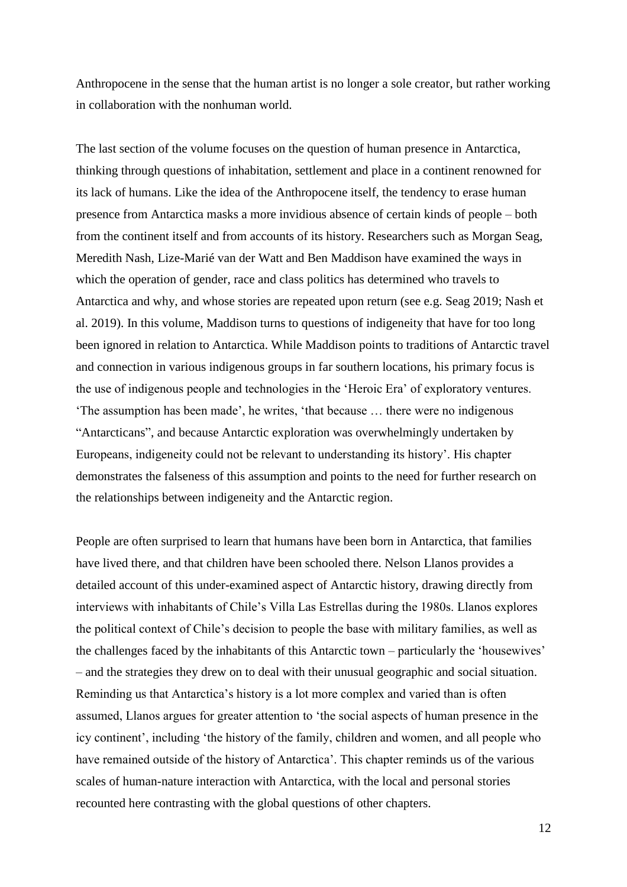Anthropocene in the sense that the human artist is no longer a sole creator, but rather working in collaboration with the nonhuman world.

The last section of the volume focuses on the question of human presence in Antarctica, thinking through questions of inhabitation, settlement and place in a continent renowned for its lack of humans. Like the idea of the Anthropocene itself, the tendency to erase human presence from Antarctica masks a more invidious absence of certain kinds of people – both from the continent itself and from accounts of its history. Researchers such as Morgan Seag, Meredith Nash, Lize-Marié van der Watt and Ben Maddison have examined the ways in which the operation of gender, race and class politics has determined who travels to Antarctica and why, and whose stories are repeated upon return (see e.g. Seag 2019; Nash et al. 2019). In this volume, Maddison turns to questions of indigeneity that have for too long been ignored in relation to Antarctica. While Maddison points to traditions of Antarctic travel and connection in various indigenous groups in far southern locations, his primary focus is the use of indigenous people and technologies in the 'Heroic Era' of exploratory ventures. 'The assumption has been made', he writes, 'that because … there were no indigenous "Antarcticans", and because Antarctic exploration was overwhelmingly undertaken by Europeans, indigeneity could not be relevant to understanding its history'. His chapter demonstrates the falseness of this assumption and points to the need for further research on the relationships between indigeneity and the Antarctic region.

People are often surprised to learn that humans have been born in Antarctica, that families have lived there, and that children have been schooled there. Nelson Llanos provides a detailed account of this under-examined aspect of Antarctic history, drawing directly from interviews with inhabitants of Chile's Villa Las Estrellas during the 1980s. Llanos explores the political context of Chile's decision to people the base with military families, as well as the challenges faced by the inhabitants of this Antarctic town – particularly the 'housewives' – and the strategies they drew on to deal with their unusual geographic and social situation. Reminding us that Antarctica's history is a lot more complex and varied than is often assumed, Llanos argues for greater attention to 'the social aspects of human presence in the icy continent', including 'the history of the family, children and women, and all people who have remained outside of the history of Antarctica'. This chapter reminds us of the various scales of human-nature interaction with Antarctica, with the local and personal stories recounted here contrasting with the global questions of other chapters.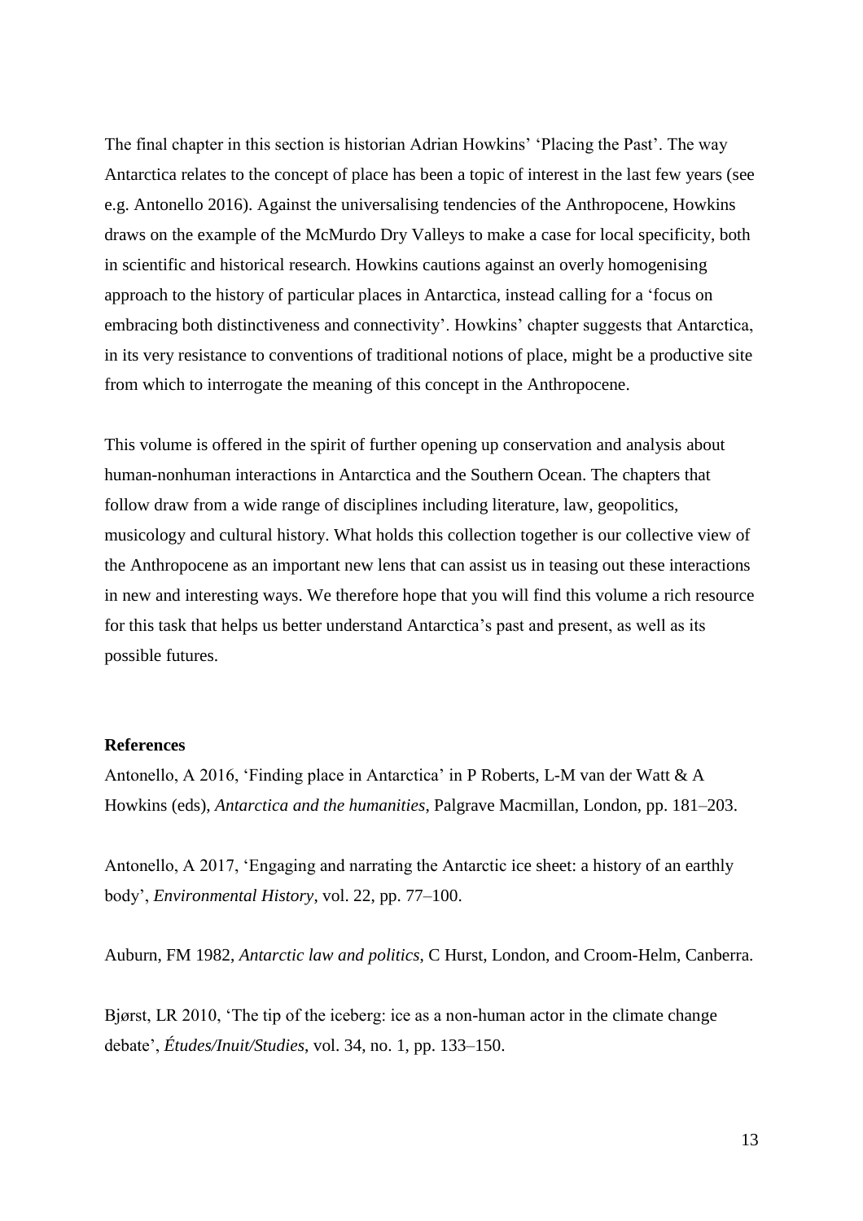The final chapter in this section is historian Adrian Howkins' 'Placing the Past'. The way Antarctica relates to the concept of place has been a topic of interest in the last few years (see e.g. Antonello 2016). Against the universalising tendencies of the Anthropocene, Howkins draws on the example of the McMurdo Dry Valleys to make a case for local specificity, both in scientific and historical research. Howkins cautions against an overly homogenising approach to the history of particular places in Antarctica, instead calling for a 'focus on embracing both distinctiveness and connectivity'. Howkins' chapter suggests that Antarctica, in its very resistance to conventions of traditional notions of place, might be a productive site from which to interrogate the meaning of this concept in the Anthropocene.

This volume is offered in the spirit of further opening up conservation and analysis about human-nonhuman interactions in Antarctica and the Southern Ocean. The chapters that follow draw from a wide range of disciplines including literature, law, geopolitics, musicology and cultural history. What holds this collection together is our collective view of the Anthropocene as an important new lens that can assist us in teasing out these interactions in new and interesting ways. We therefore hope that you will find this volume a rich resource for this task that helps us better understand Antarctica's past and present, as well as its possible futures.

**References**

Antonello, A 2016, 'Finding place in Antarctica' in P Roberts, L-M van der Watt & A Howkins (eds), *Antarctica and the humanities*, Palgrave Macmillan, London, pp. 181–203.

Antonello, A 2017, 'Engaging and narrating the Antarctic ice sheet: a history of an earthly body', *Environmental History*, vol. 22, pp. 77–100.

Auburn, FM 1982, *Antarctic law and politics*, C Hurst, London, and Croom-Helm, Canberra.

Bjørst, LR 2010, 'The tip of the iceberg: ice as a non-human actor in the climate change debate', *Études/Inuit/Studies*, vol. 34, no. 1, pp. 133–150.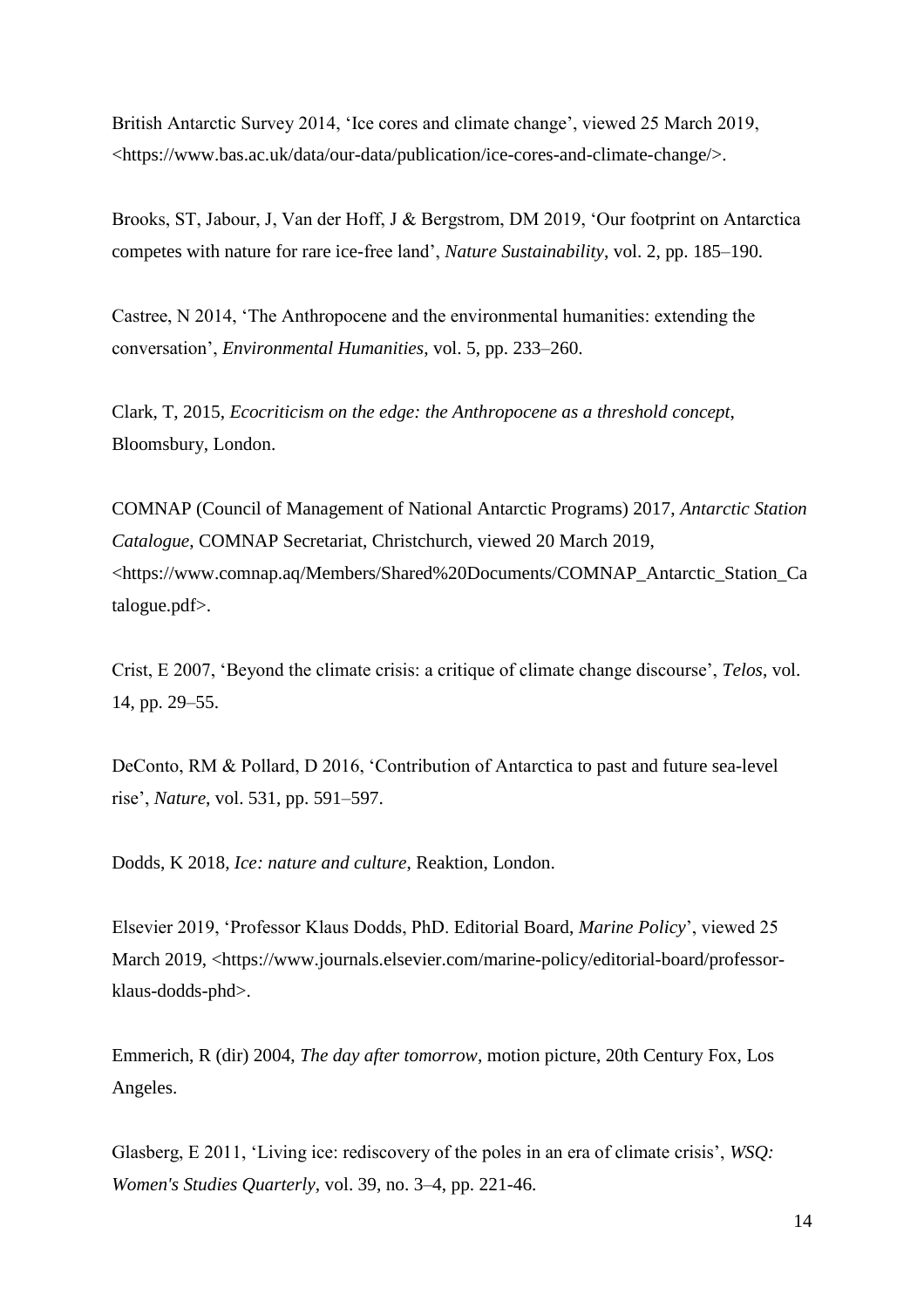British Antarctic Survey 2014, 'Ice cores and climate change', viewed 25 March 2019, <https://www.bas.ac.uk/data/our-data/publication/ice-cores-and-climate-change/>.

Brooks, ST, Jabour, J, Van der Hoff, J & Bergstrom, DM 2019, 'Our footprint on Antarctica competes with nature for rare ice-free land', *Nature Sustainability*, vol. 2, pp. 185–190.

Castree, N 2014, 'The Anthropocene and the environmental humanities: extending the conversation', *Environmental Humanities*, vol. 5, pp. 233–260.

Clark, T, 2015, *Ecocriticism on the edge: the Anthropocene as a threshold concept*, Bloomsbury, London.

COMNAP (Council of Management of National Antarctic Programs) 2017, *Antarctic Station Catalogue*, COMNAP Secretariat, Christchurch, viewed 20 March 2019, <https://www.comnap.aq/Members/Shared%20Documents/COMNAP_Antarctic_Station_Catalogue.pdf>.

Crist, E 2007, 'Beyond the climate crisis: a critique of climate change discourse', *Telos*, vol. 14, pp. 29–55.

DeConto, RM & Pollard, D 2016, 'Contribution of Antarctica to past and future sea-level rise', *Nature*, vol. 531, pp. 591–597.

Dodds, K 2018, *Ice: nature and culture*, Reaktion, London.

Elsevier 2019, 'Professor Klaus Dodds, PhD. Editorial Board, *Marine Policy*', viewed 25 March 2019, <https://www.journals.elsevier.com/marine-policy/editorial-board/professor-klaus-dodds-phd>.

Emmerich, R (dir) 2004, *The day after tomorrow*, motion picture, 20th Century Fox, Los Angeles.

Glasberg, E 2011, 'Living ice: rediscovery of the poles in an era of climate crisis', *WSQ: Women's Studies Quarterly*, vol. 39, no. 3–4, pp. 221-46.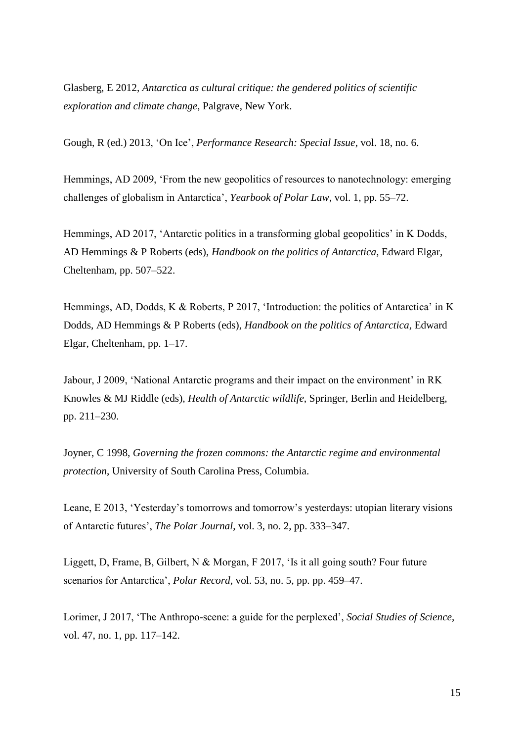Glasberg, E 2012, *Antarctica as cultural critique: the gendered politics of scientific exploration and climate change*, Palgrave, New York.

Gough, R (ed.) 2013, 'On Ice', *Performance Research: Special Issue*, vol. 18, no. 6.

Hemmings, AD 2009, 'From the new geopolitics of resources to nanotechnology: emerging challenges of globalism in Antarctica', *Yearbook of Polar Law*, vol. 1, pp. 55–72.

Hemmings, AD 2017, 'Antarctic politics in a transforming global geopolitics' in K Dodds, AD Hemmings & P Roberts (eds), *Handbook on the politics of Antarctica*, Edward Elgar, Cheltenham, pp. 507–522.

Hemmings, AD, Dodds, K & Roberts, P 2017, 'Introduction: the politics of Antarctica' in K Dodds, AD Hemmings & P Roberts (eds), *Handbook on the politics of Antarctica*, Edward Elgar, Cheltenham, pp. 1–17.

Jabour, J 2009, 'National Antarctic programs and their impact on the environment' in RK Knowles & MJ Riddle (eds), *Health of Antarctic wildlife*, Springer, Berlin and Heidelberg, pp. 211–230.

Joyner, C 1998, *Governing the frozen commons: the Antarctic regime and environmental protection*, University of South Carolina Press, Columbia.

Leane, E 2013, 'Yesterday's tomorrows and tomorrow's yesterdays: utopian literary visions of Antarctic futures', *The Polar Journal*, vol. 3, no. 2, pp. 333–347.

Liggett, D, Frame, B, Gilbert, N & Morgan, F 2017, 'Is it all going south? Four future scenarios for Antarctica', *Polar Record*, vol. 53, no. 5, pp. pp. 459–47.

Lorimer, J 2017, 'The Anthropo-scene: a guide for the perplexed', *Social Studies of Science*, vol. 47, no. 1, pp. 117–142.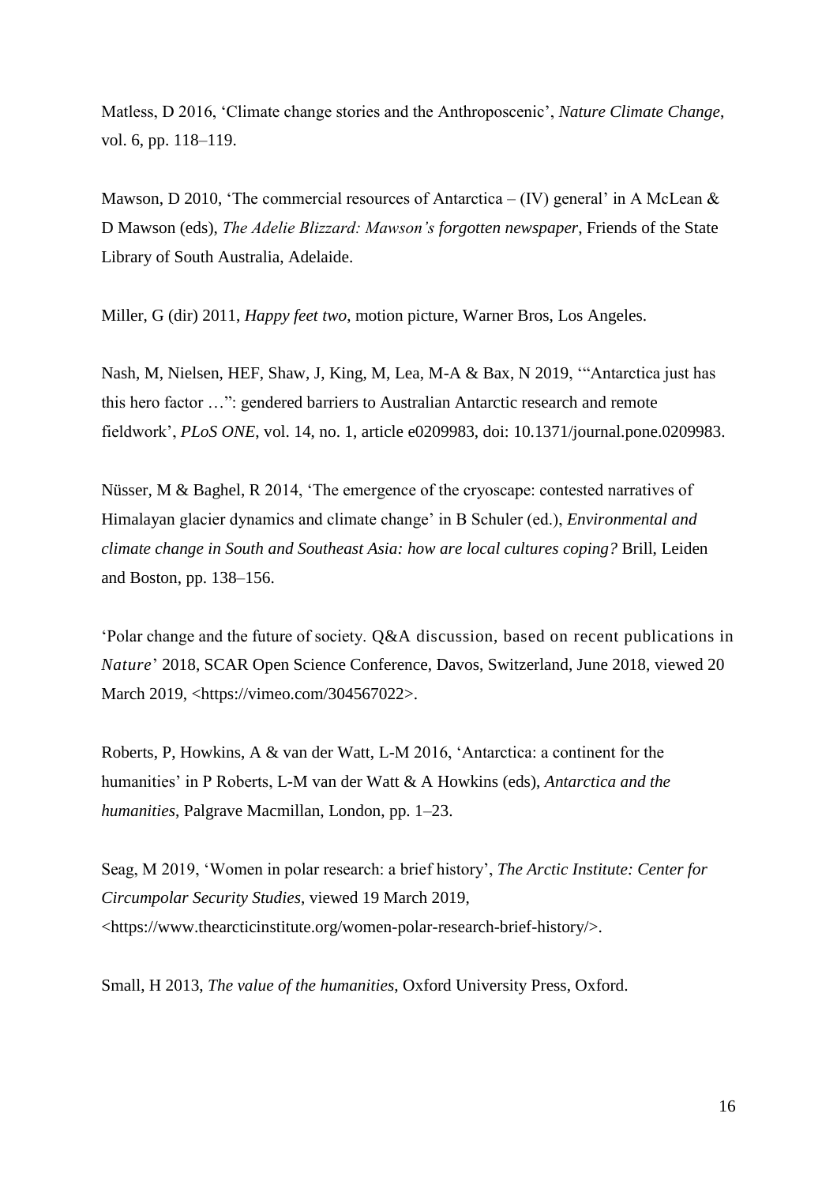Matless, D 2016, 'Climate change stories and the Anthroposcenic', *Nature Climate Change*, vol. 6, pp. 118–119.

Mawson, D 2010, 'The commercial resources of Antarctica – (IV) general' in A McLean & D Mawson (eds), *The Adelie Blizzard: Mawson's forgotten newspaper*, Friends of the State Library of South Australia, Adelaide.

Miller, G (dir) 2011, *Happy feet two*, motion picture, Warner Bros, Los Angeles.

Nash, M, Nielsen, HEF, Shaw, J, King, M, Lea, M-A & Bax, N 2019, '"Antarctica just has this hero factor …": gendered barriers to Australian Antarctic research and remote fieldwork', *PLoS ONE*, vol. 14, no. 1, article e0209983, doi: 10.1371/journal.pone.0209983.

Nüsser, M & Baghel, R 2014, 'The emergence of the cryoscape: contested narratives of Himalayan glacier dynamics and climate change' in B Schuler (ed.), *Environmental and climate change in South and Southeast Asia: how are local cultures coping?* Brill, Leiden and Boston, pp. 138–156.

'Polar change and the future of society. Q&A discussion, based on recent publications in *Nature*' 2018, SCAR Open Science Conference, Davos, Switzerland, June 2018, viewed 20 March 2019, <https://vimeo.com/304567022>.

Roberts, P, Howkins, A & van der Watt, L-M 2016, 'Antarctica: a continent for the humanities' in P Roberts, L-M van der Watt & A Howkins (eds), *Antarctica and the humanities*, Palgrave Macmillan, London, pp. 1–23.

Seag, M 2019, 'Women in polar research: a brief history', *The Arctic Institute: Center for Circumpolar Security Studies*, viewed 19 March 2019, <https://www.thearcticinstitute.org/women-polar-research-brief-history/>.

Small, H 2013, *The value of the humanities*, Oxford University Press, Oxford.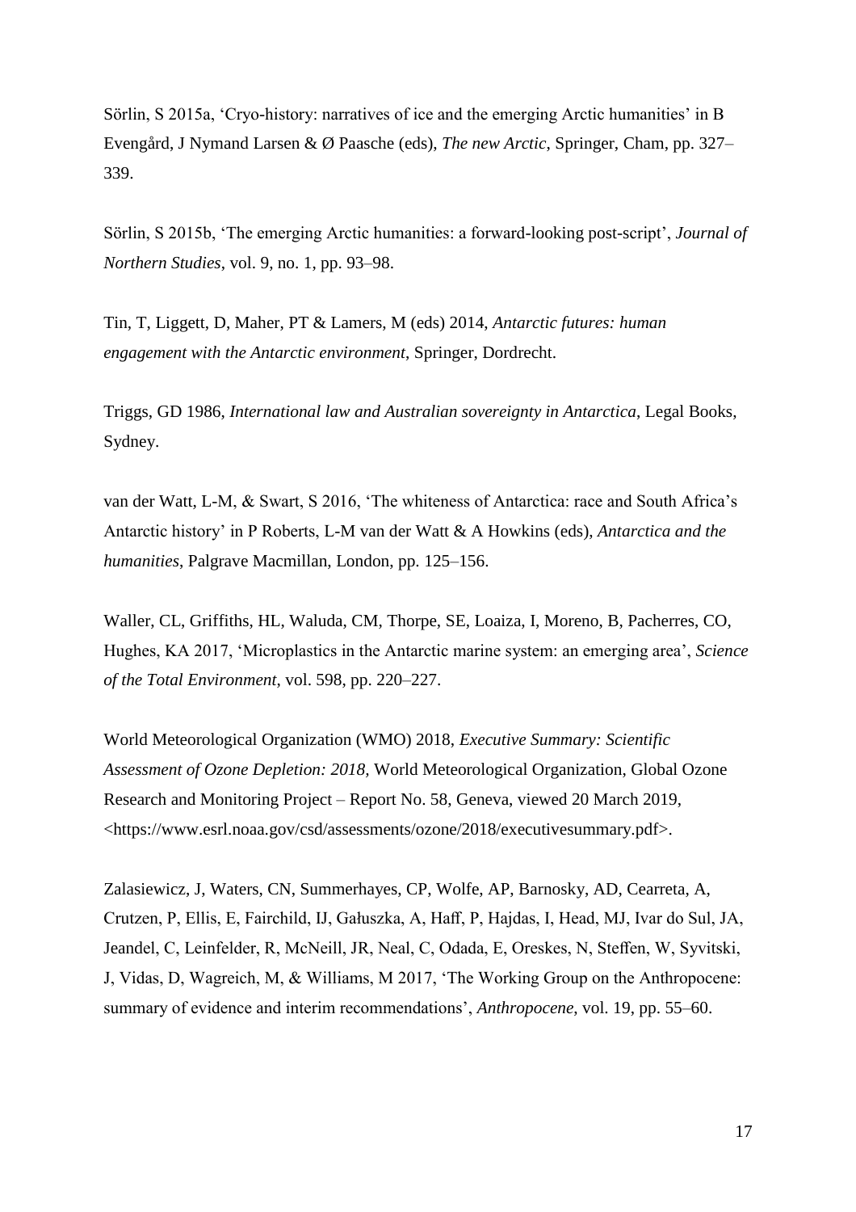Sörlin, S 2015a, 'Cryo-history: narratives of ice and the emerging Arctic humanities' in B Evengård, J Nymand Larsen & Ø Paasche (eds), *The new Arctic*, Springer, Cham, pp. 327–339.

Sörlin, S 2015b, 'The emerging Arctic humanities: a forward-looking post-script', *Journal of Northern Studies*, vol. 9, no. 1, pp. 93–98.

Tin, T, Liggett, D, Maher, PT & Lamers, M (eds) 2014, *Antarctic futures: human engagement with the Antarctic environment*, Springer, Dordrecht.

Triggs, GD 1986, *International law and Australian sovereignty in Antarctica*, Legal Books, Sydney.

van der Watt, L-M, & Swart, S 2016, 'The whiteness of Antarctica: race and South Africa's Antarctic history' in P Roberts, L-M van der Watt & A Howkins (eds), *Antarctica and the humanities*, Palgrave Macmillan, London, pp. 125–156.

Waller, CL, Griffiths, HL, Waluda, CM, Thorpe, SE, Loaiza, I, Moreno, B, Pacherres, CO, Hughes, KA 2017, 'Microplastics in the Antarctic marine system: an emerging area', *Science of the Total Environment*, vol. 598, pp. 220–227.

World Meteorological Organization (WMO) 2018, *Executive Summary: Scientific Assessment of Ozone Depletion: 2018*, World Meteorological Organization, Global Ozone Research and Monitoring Project – Report No. 58, Geneva, viewed 20 March 2019, <https://www.esrl.noaa.gov/csd/assessments/ozone/2018/executivesummary.pdf>.

Zalasiewicz, J, Waters, CN, Summerhayes, CP, Wolfe, AP, Barnosky, AD, Cearreta, A, Crutzen, P, Ellis, E, Fairchild, IJ, Gałuszka, A, Haff, P, Hajdas, I, Head, MJ, Ivar do Sul, JA, Jeandel, C, Leinfelder, R, McNeill, JR, Neal, C, Odada, E, Oreskes, N, Steffen, W, Syvitski, J, Vidas, D, Wagreich, M, & Williams, M 2017, 'The Working Group on the Anthropocene: summary of evidence and interim recommendations', *Anthropocene*, vol. 19, pp. 55–60.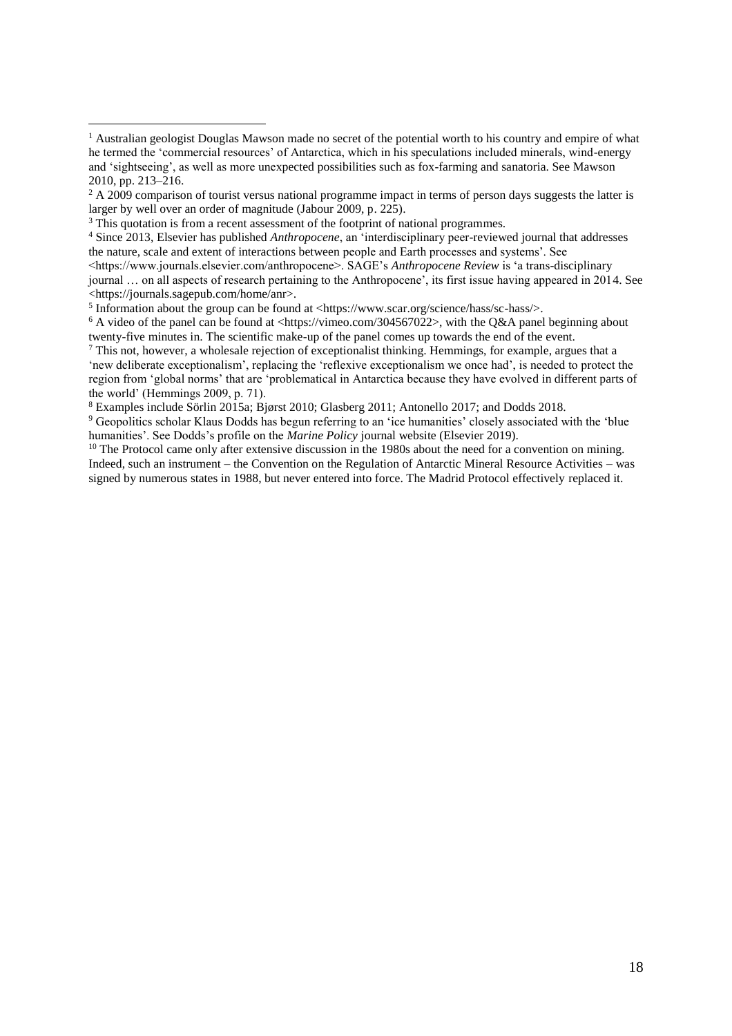[1] Australian geologist Douglas Mawson made no secret of the potential worth to his country and empire of what he termed the 'commercial resources' of Antarctica, which in his speculations included minerals, wind-energy and 'sightseeing', as well as more unexpected possibilities such as fox-farming and sanatoria. See Mawson 2010, pp. 213–216.

[2] A 2009 comparison of tourist versus national programme impact in terms of person days suggests the latter is larger by well over an order of magnitude (Jabour 2009, p. 225).

[3] This quotation is from a recent assessment of the footprint of national programmes.

[4] Since 2013, Elsevier has published *Anthropocene*, an 'interdisciplinary peer-reviewed journal that addresses the nature, scale and extent of interactions between people and Earth processes and systems'. See <https://www.journals.elsevier.com/anthropocene>. SAGE's *Anthropocene Review* is 'a trans-disciplinary journal … on all aspects of research pertaining to the Anthropocene', its first issue having appeared in 2014. See <https://journals.sagepub.com/home/anr>.

[5] Information about the group can be found at <https://www.scar.org/science/hass/sc-hass/>.

[6] A video of the panel can be found at <https://vimeo.com/304567022>, with the Q&A panel beginning about twenty-five minutes in. The scientific make-up of the panel comes up towards the end of the event.

[7] This not, however, a wholesale rejection of exceptionalist thinking. Hemmings, for example, argues that a 'new deliberate exceptionalism', replacing the 'reflexive exceptionalism we once had', is needed to protect the region from 'global norms' that are 'problematical in Antarctica because they have evolved in different parts of the world' (Hemmings 2009, p. 71).

[8] Examples include Sörlin 2015a; Bjørst 2010; Glasberg 2011; Antonello 2017; and Dodds 2018.

[9] Geopolitics scholar Klaus Dodds has begun referring to an 'ice humanities' closely associated with the 'blue humanities'. See Dodds's profile on the *Marine Policy* journal website (Elsevier 2019).

[10] The Protocol came only after extensive discussion in the 1980s about the need for a convention on mining. Indeed, such an instrument – the Convention on the Regulation of Antarctic Mineral Resource Activities – was signed by numerous states in 1988, but never entered into force. The Madrid Protocol effectively replaced it.